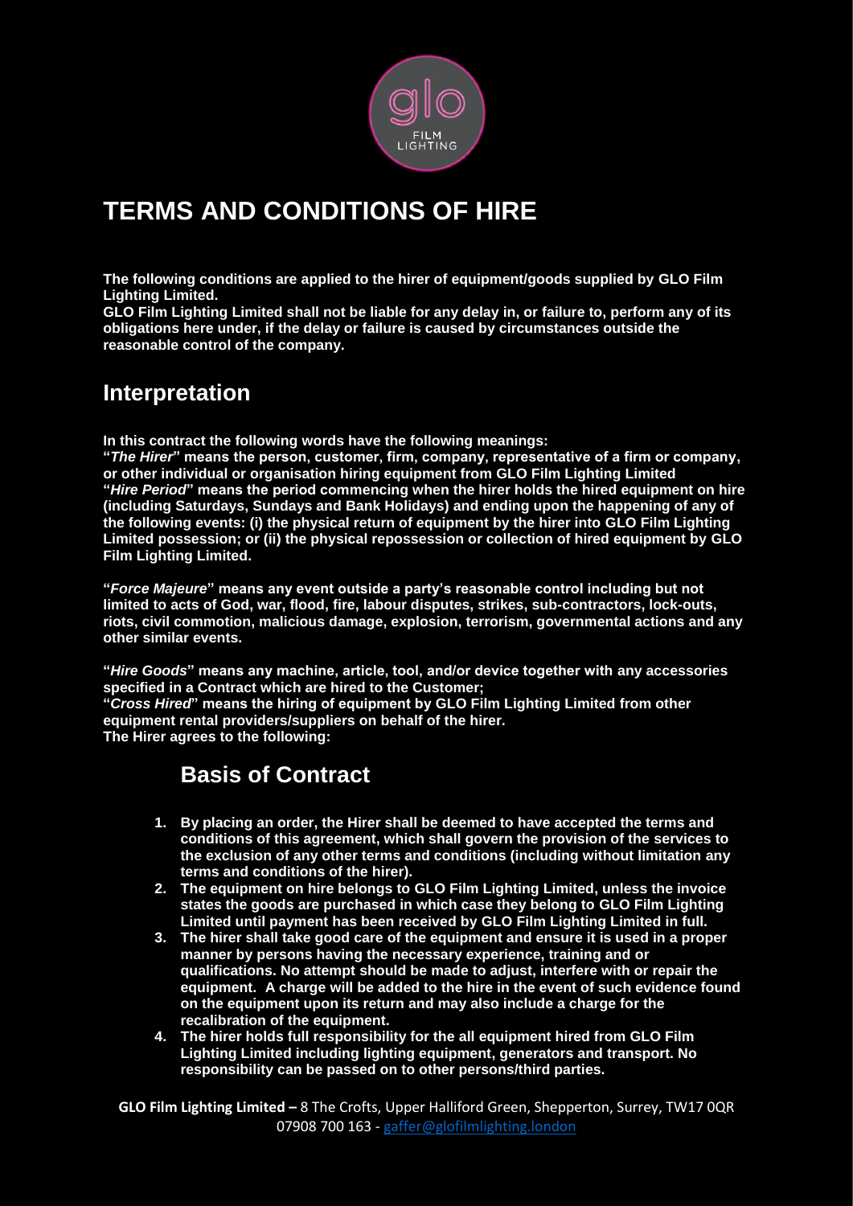# TERMS AND CONDITIONS OF HIRE

**The following conditions are applied to the hirer of equipment/goods supplied by GLO Film Lighting Limited.**
**GLO Film Lighting Limited shall not be liable for any delay in, or failure to, perform any of its obligations here under, if the delay or failure is caused by circumstances outside the reasonable control of the company.**

## Interpretation

**In this contract the following words have the following meanings:**
**"*The Hirer*" means the person, customer, firm, company, representative of a firm or company, or other individual or organisation hiring equipment from GLO Film Lighting Limited**
**"*Hire Period*" means the period commencing when the hirer holds the hired equipment on hire (including Saturdays, Sundays and Bank Holidays) and ending upon the happening of any of the following events: (i) the physical return of equipment by the hirer into GLO Film Lighting Limited possession; or (ii) the physical repossession or collection of hired equipment by GLO Film Lighting Limited.**

**"*Force Majeure*" means any event outside a party's reasonable control including but not limited to acts of God, war, flood, fire, labour disputes, strikes, sub-contractors, lock-outs, riots, civil commotion, malicious damage, explosion, terrorism, governmental actions and any other similar events.**

**"*Hire Goods*" means any machine, article, tool, and/or device together with any accessories specified in a Contract which are hired to the Customer;**
**"*Cross Hired*" means the hiring of equipment by GLO Film Lighting Limited from other equipment rental providers/suppliers on behalf of the hirer.**
**The Hirer agrees to the following:**

## Basis of Contract

1. **By placing an order, the Hirer shall be deemed to have accepted the terms and conditions of this agreement, which shall govern the provision of the services to the exclusion of any other terms and conditions (including without limitation any terms and conditions of the hirer).**
2. **The equipment on hire belongs to GLO Film Lighting Limited, unless the invoice states the goods are purchased in which case they belong to GLO Film Lighting Limited until payment has been received by GLO Film Lighting Limited in full.**
3. **The hirer shall take good care of the equipment and ensure it is used in a proper manner by persons having the necessary experience, training and or qualifications. No attempt should be made to adjust, interfere with or repair the equipment. A charge will be added to the hire in the event of such evidence found on the equipment upon its return and may also include a charge for the recalibration of the equipment.**
4. **The hirer holds full responsibility for the all equipment hired from GLO Film Lighting Limited including lighting equipment, generators and transport. No responsibility can be passed on to other persons/third parties.**

**GLO Film Lighting Limited –** 8 The Crofts, Upper Halliford Green, Shepperton, Surrey, TW17 0QR
07908 700 163 - gaffer@glofilmlighting.london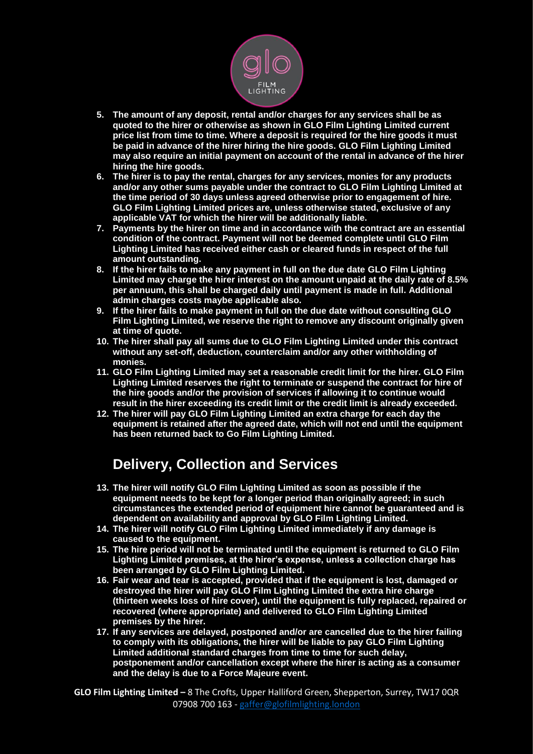5. **The amount of any deposit, rental and/or charges for any services shall be as quoted to the hirer or otherwise as shown in GLO Film Lighting Limited current price list from time to time. Where a deposit is required for the hire goods it must be paid in advance of the hirer hiring the hire goods. GLO Film Lighting Limited may also require an initial payment on account of the rental in advance of the hirer hiring the hire goods.**
6. **The hirer is to pay the rental, charges for any services, monies for any products and/or any other sums payable under the contract to GLO Film Lighting Limited at the time period of 30 days unless agreed otherwise prior to engagement of hire. GLO Film Lighting Limited prices are, unless otherwise stated, exclusive of any applicable VAT for which the hirer will be additionally liable.**
7. **Payments by the hirer on time and in accordance with the contract are an essential condition of the contract. Payment will not be deemed complete until GLO Film Lighting Limited has received either cash or cleared funds in respect of the full amount outstanding.**
8. **If the hirer fails to make any payment in full on the due date GLO Film Lighting Limited may charge the hirer interest on the amount unpaid at the daily rate of 8.5% per annuum, this shall be charged daily until payment is made in full. Additional admin charges costs maybe applicable also.**
9. **If the hirer fails to make payment in full on the due date without consulting GLO Film Lighting Limited, we reserve the right to remove any discount originally given at time of quote.**
10. **The hirer shall pay all sums due to GLO Film Lighting Limited under this contract without any set-off, deduction, counterclaim and/or any other withholding of monies.**
11. **GLO Film Lighting Limited may set a reasonable credit limit for the hirer. GLO Film Lighting Limited reserves the right to terminate or suspend the contract for hire of the hire goods and/or the provision of services if allowing it to continue would result in the hirer exceeding its credit limit or the credit limit is already exceeded.**
12. **The hirer will pay GLO Film Lighting Limited an extra charge for each day the equipment is retained after the agreed date, which will not end until the equipment has been returned back to Go Film Lighting Limited.**

## Delivery, Collection and Services

13. **The hirer will notify GLO Film Lighting Limited as soon as possible if the equipment needs to be kept for a longer period than originally agreed; in such circumstances the extended period of equipment hire cannot be guaranteed and is dependent on availability and approval by GLO Film Lighting Limited.**
14. **The hirer will notify GLO Film Lighting Limited immediately if any damage is caused to the equipment.**
15. **The hire period will not be terminated until the equipment is returned to GLO Film Lighting Limited premises, at the hirer's expense, unless a collection charge has been arranged by GLO Film Lighting Limited.**
16. **Fair wear and tear is accepted, provided that if the equipment is lost, damaged or destroyed the hirer will pay GLO Film Lighting Limited the extra hire charge (thirteen weeks loss of hire cover), until the equipment is fully replaced, repaired or recovered (where appropriate) and delivered to GLO Film Lighting Limited premises by the hirer.**
17. **If any services are delayed, postponed and/or are cancelled due to the hirer failing to comply with its obligations, the hirer will be liable to pay GLO Film Lighting Limited additional standard charges from time to time for such delay, postponement and/or cancellation except where the hirer is acting as a consumer and the delay is due to a Force Majeure event.**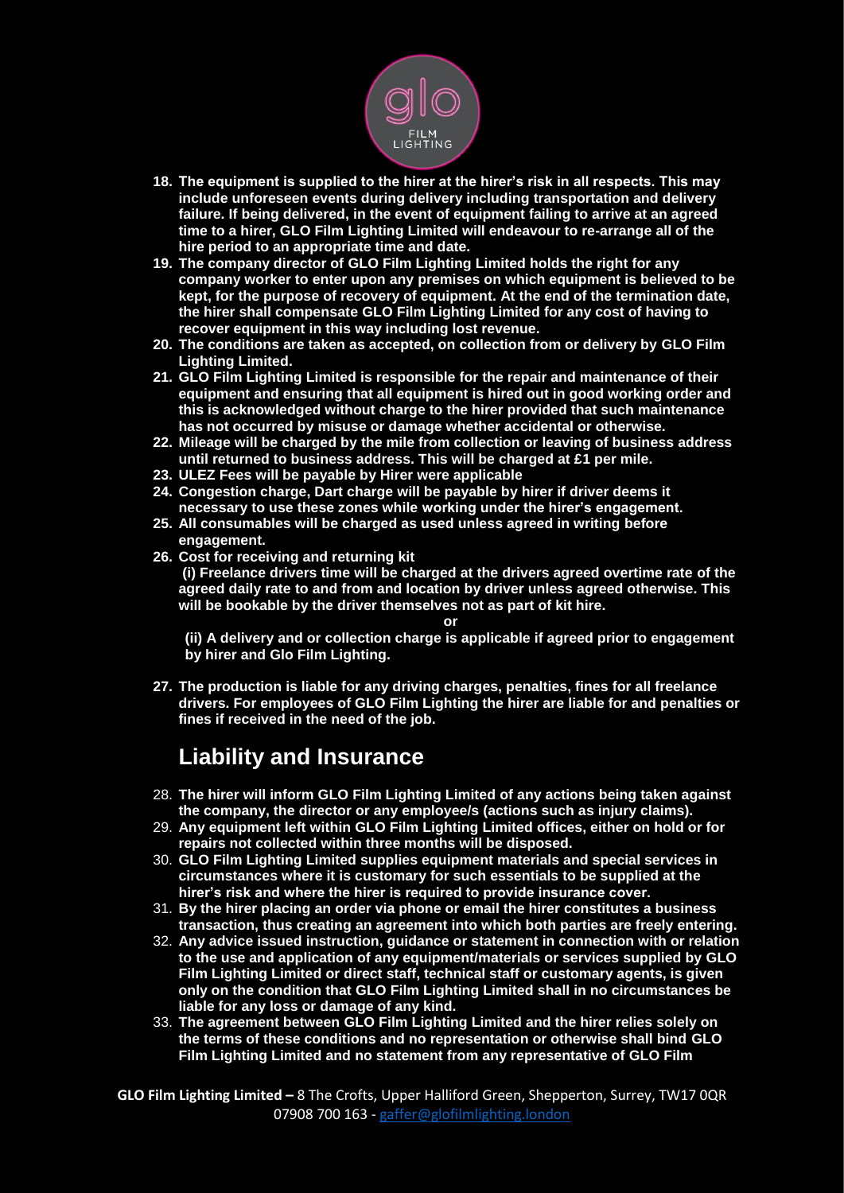**18. The equipment is supplied to the hirer at the hirer's risk in all respects. This may include unforeseen events during delivery including transportation and delivery failure. If being delivered, in the event of equipment failing to arrive at an agreed time to a hirer, GLO Film Lighting Limited will endeavour to re-arrange all of the hire period to an appropriate time and date.**

**19. The company director of GLO Film Lighting Limited holds the right for any company worker to enter upon any premises on which equipment is believed to be kept, for the purpose of recovery of equipment. At the end of the termination date, the hirer shall compensate GLO Film Lighting Limited for any cost of having to recover equipment in this way including lost revenue.**

**20. The conditions are taken as accepted, on collection from or delivery by GLO Film Lighting Limited.**

**21. GLO Film Lighting Limited is responsible for the repair and maintenance of their equipment and ensuring that all equipment is hired out in good working order and this is acknowledged without charge to the hirer provided that such maintenance has not occurred by misuse or damage whether accidental or otherwise.**

**22. Mileage will be charged by the mile from collection or leaving of business address until returned to business address. This will be charged at £1 per mile.**

**23. ULEZ Fees will be payable by Hirer were applicable**

**24. Congestion charge, Dart charge will be payable by hirer if driver deems it necessary to use these zones while working under the hirer's engagement.**

**25. All consumables will be charged as used unless agreed in writing before engagement.**

**26. Cost for receiving and returning kit**

**(i) Freelance drivers time will be charged at the drivers agreed overtime rate of the agreed daily rate to and from and location by driver unless agreed otherwise. This will be bookable by the driver themselves not as part of kit hire.**

**or**

**(ii) A delivery and or collection charge is applicable if agreed prior to engagement by hirer and Glo Film Lighting.**

**27. The production is liable for any driving charges, penalties, fines for all freelance drivers. For employees of GLO Film Lighting the hirer are liable for and penalties or fines if received in the need of the job.**

## Liability and Insurance

28. **The hirer will inform GLO Film Lighting Limited of any actions being taken against the company, the director or any employee/s (actions such as injury claims).**

29. **Any equipment left within GLO Film Lighting Limited offices, either on hold or for repairs not collected within three months will be disposed.**

30. **GLO Film Lighting Limited supplies equipment materials and special services in circumstances where it is customary for such essentials to be supplied at the hirer's risk and where the hirer is required to provide insurance cover.**

31. **By the hirer placing an order via phone or email the hirer constitutes a business transaction, thus creating an agreement into which both parties are freely entering.**

32. **Any advice issued instruction, guidance or statement in connection with or relation to the use and application of any equipment/materials or services supplied by GLO Film Lighting Limited or direct staff, technical staff or customary agents, is given only on the condition that GLO Film Lighting Limited shall in no circumstances be liable for any loss or damage of any kind.**

33. **The agreement between GLO Film Lighting Limited and the hirer relies solely on the terms of these conditions and no representation or otherwise shall bind GLO Film Lighting Limited and no statement from any representative of GLO Film**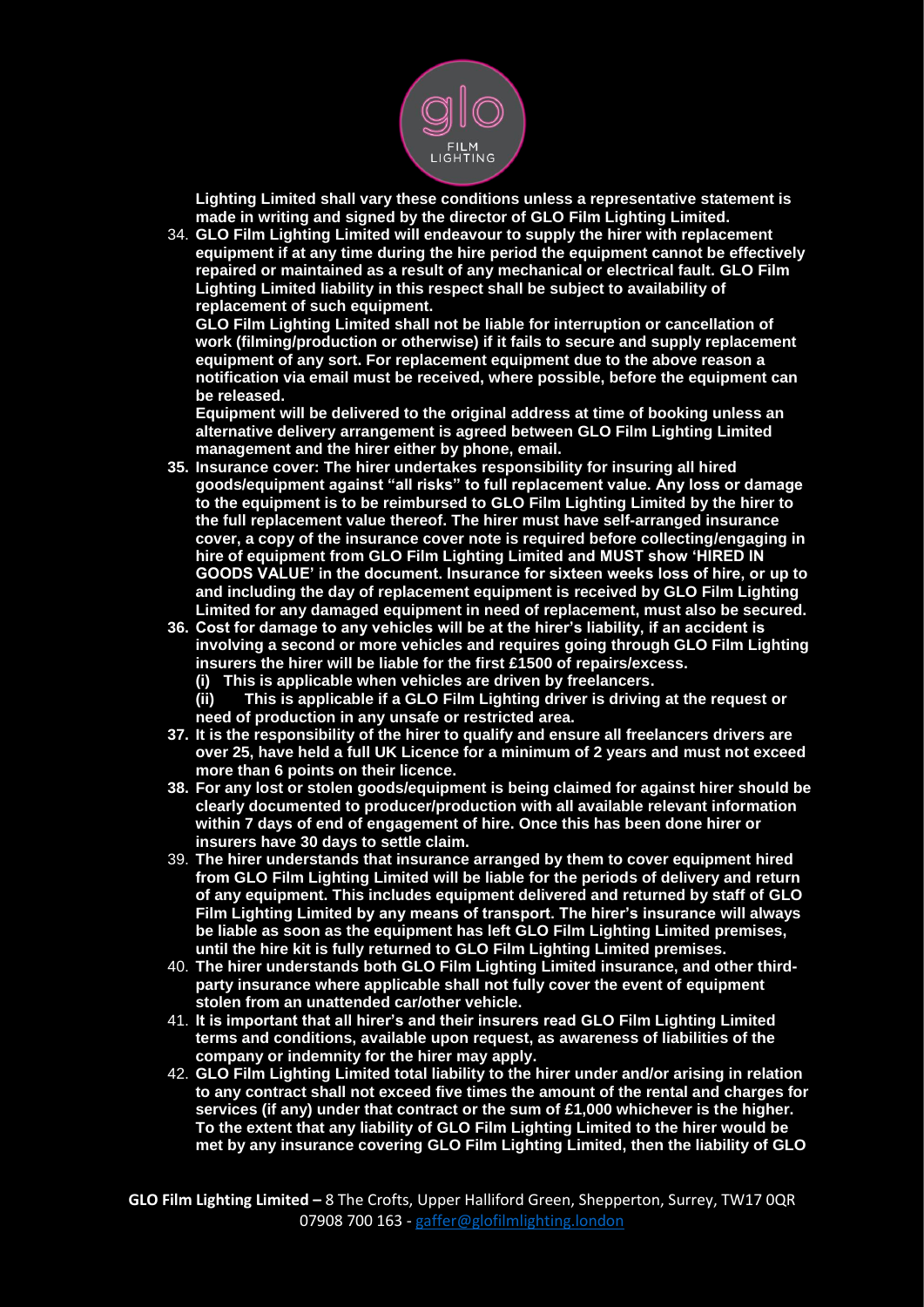**Lighting Limited shall vary these conditions unless a representative statement is made in writing and signed by the director of GLO Film Lighting Limited.**

34. **GLO Film Lighting Limited will endeavour to supply the hirer with replacement equipment if at any time during the hire period the equipment cannot be effectively repaired or maintained as a result of any mechanical or electrical fault. GLO Film Lighting Limited liability in this respect shall be subject to availability of replacement of such equipment.**

    **GLO Film Lighting Limited shall not be liable for interruption or cancellation of work (filming/production or otherwise) if it fails to secure and supply replacement equipment of any sort. For replacement equipment due to the above reason a notification via email must be received, where possible, before the equipment can be released.**

    **Equipment will be delivered to the original address at time of booking unless an alternative delivery arrangement is agreed between GLO Film Lighting Limited management and the hirer either by phone, email.**

35. **Insurance cover: The hirer undertakes responsibility for insuring all hired goods/equipment against "all risks" to full replacement value. Any loss or damage to the equipment is to be reimbursed to GLO Film Lighting Limited by the hirer to the full replacement value thereof. The hirer must have self-arranged insurance cover, a copy of the insurance cover note is required before collecting/engaging in hire of equipment from GLO Film Lighting Limited and MUST show 'HIRED IN GOODS VALUE' in the document. Insurance for sixteen weeks loss of hire, or up to and including the day of replacement equipment is received by GLO Film Lighting Limited for any damaged equipment in need of replacement, must also be secured.**
36. **Cost for damage to any vehicles will be at the hirer's liability, if an accident is involving a second or more vehicles and requires going through GLO Film Lighting insurers the hirer will be liable for the first £1500 of repairs/excess.**
    - **(i) This is applicable when vehicles are driven by freelancers.**
    - **(ii) This is applicable if a GLO Film Lighting driver is driving at the request or need of production in any unsafe or restricted area.**
37. **It is the responsibility of the hirer to qualify and ensure all freelancers drivers are over 25, have held a full UK Licence for a minimum of 2 years and must not exceed more than 6 points on their licence.**
38. **For any lost or stolen goods/equipment is being claimed for against hirer should be clearly documented to producer/production with all available relevant information within 7 days of end of engagement of hire. Once this has been done hirer or insurers have 30 days to settle claim.**
39. **The hirer understands that insurance arranged by them to cover equipment hired from GLO Film Lighting Limited will be liable for the periods of delivery and return of any equipment. This includes equipment delivered and returned by staff of GLO Film Lighting Limited by any means of transport. The hirer's insurance will always be liable as soon as the equipment has left GLO Film Lighting Limited premises, until the hire kit is fully returned to GLO Film Lighting Limited premises.**
40. **The hirer understands both GLO Film Lighting Limited insurance, and other third-party insurance where applicable shall not fully cover the event of equipment stolen from an unattended car/other vehicle.**
41. **It is important that all hirer's and their insurers read GLO Film Lighting Limited terms and conditions, available upon request, as awareness of liabilities of the company or indemnity for the hirer may apply.**
42. **GLO Film Lighting Limited total liability to the hirer under and/or arising in relation to any contract shall not exceed five times the amount of the rental and charges for services (if any) under that contract or the sum of £1,000 whichever is the higher. To the extent that any liability of GLO Film Lighting Limited to the hirer would be met by any insurance covering GLO Film Lighting Limited, then the liability of GLO**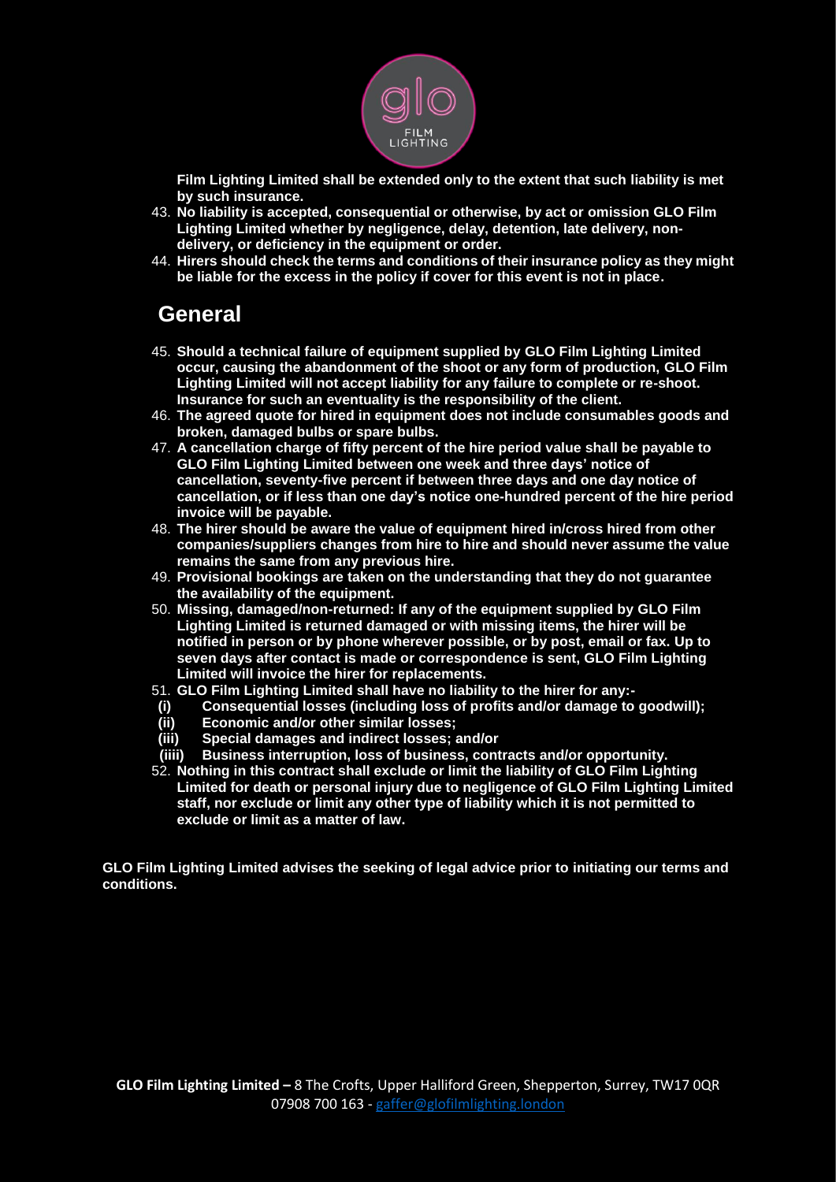**Film Lighting Limited shall be extended only to the extent that such liability is met by such insurance.**

43. **No liability is accepted, consequential or otherwise, by act or omission GLO Film Lighting Limited whether by negligence, delay, detention, late delivery, non-delivery, or deficiency in the equipment or order.**
44. **Hirers should check the terms and conditions of their insurance policy as they might be liable for the excess in the policy if cover for this event is not in place.**

## General

45. **Should a technical failure of equipment supplied by GLO Film Lighting Limited occur, causing the abandonment of the shoot or any form of production, GLO Film Lighting Limited will not accept liability for any failure to complete or re-shoot. Insurance for such an eventuality is the responsibility of the client.**
46. **The agreed quote for hired in equipment does not include consumables goods and broken, damaged bulbs or spare bulbs.**
47. **A cancellation charge of fifty percent of the hire period value shall be payable to GLO Film Lighting Limited between one week and three days' notice of cancellation, seventy-five percent if between three days and one day notice of cancellation, or if less than one day's notice one-hundred percent of the hire period invoice will be payable.**
48. **The hirer should be aware the value of equipment hired in/cross hired from other companies/suppliers changes from hire to hire and should never assume the value remains the same from any previous hire.**
49. **Provisional bookings are taken on the understanding that they do not guarantee the availability of the equipment.**
50. **Missing, damaged/non-returned: If any of the equipment supplied by GLO Film Lighting Limited is returned damaged or with missing items, the hirer will be notified in person or by phone wherever possible, or by post, email or fax. Up to seven days after contact is made or correspondence is sent, GLO Film Lighting Limited will invoice the hirer for replacements.**
51. **GLO Film Lighting Limited shall have no liability to the hirer for any:-**
    - **(i) Consequential losses (including loss of profits and/or damage to goodwill);**
    - **(ii) Economic and/or other similar losses;**
    - **(iii) Special damages and indirect losses; and/or**
    - **(iiii) Business interruption, loss of business, contracts and/or opportunity.**
52. **Nothing in this contract shall exclude or limit the liability of GLO Film Lighting Limited for death or personal injury due to negligence of GLO Film Lighting Limited staff, nor exclude or limit any other type of liability which it is not permitted to exclude or limit as a matter of law.**

**GLO Film Lighting Limited advises the seeking of legal advice prior to initiating our terms and conditions.**